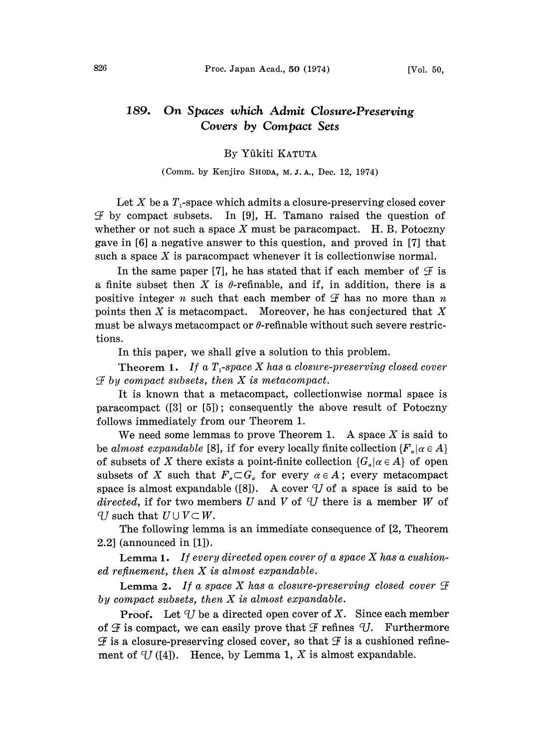# 189. On Spaces which Admit Closure-Preserving Covers by Compact Sets

By Yûkiti KATUTA

(Comm. by Kenjiro SHODA, M. J. A., Dec. 12, 1974)

Let $X$ be a $T_1$-space which admits a closure-preserving closed cover $\mathcal{F}$ by compact subsets. In [9], H. Tamano raised the question of whether or not such a space $X$ must be paracompact. H. B. Potoczny gave in [6] a negative answer to this question, and proved in [7] that such a space $X$ is paracompact whenever it is collectionwise normal.

In the same paper [7], he has stated that if each member of $\mathcal{F}$ is a finite subset then $X$ is $\theta$-refinable, and if, in addition, there is a positive integer $n$ such that each member of $\mathcal{F}$ has no more than $n$ points then $X$ is metacompact. Moreover, he has conjectured that $X$ must be always metacompact or $\theta$-refinable without such severe restrictions.

In this paper, we shall give a solution to this problem.

**Theorem 1.** *If a $T_1$-space $X$ has a closure-preserving closed cover $\mathcal{F}$ by compact subsets, then $X$ is metacompact.*

It is known that a metacompact, collectionwise normal space is paracompact ([3] or [5]); consequently the above result of Potoczny follows immediately from our Theorem 1.

We need some lemmas to prove Theorem 1. A space $X$ is said to be *almost expandable* [8], if for every locally finite collection $\{F_\alpha | \alpha \in A\}$ of subsets of $X$ there exists a point-finite collection $\{G_\alpha | \alpha \in A\}$ of open subsets of $X$ such that $F_\alpha \subset G_\alpha$ for every $\alpha \in A$; every metacompact space is almost expandable ([8]). A cover $\mathcal{U}$ of a space is said to be *directed*, if for two members $U$ and $V$ of $\mathcal{U}$ there is a member $W$ of $\mathcal{U}$ such that $U \cup V \subset W$.

The following lemma is an immediate consequence of [2, Theorem 2.2] (announced in [1]).

**Lemma 1.** *If every directed open cover of a space $X$ has a cushioned refinement, then $X$ is almost expandable.*

**Lemma 2.** *If a space $X$ has a closure-preserving closed cover $\mathcal{F}$ by compact subsets, then $X$ is almost expandable.*

**Proof.** Let $\mathcal{U}$ be a directed open cover of $X$. Since each member of $\mathcal{F}$ is compact, we can easily prove that $\mathcal{F}$ refines $\mathcal{U}$. Furthermore $\mathcal{F}$ is a closure-preserving closed cover, so that $\mathcal{F}$ is a cushioned refinement of $\mathcal{U}$ ([4]). Hence, by Lemma 1, $X$ is almost expandable.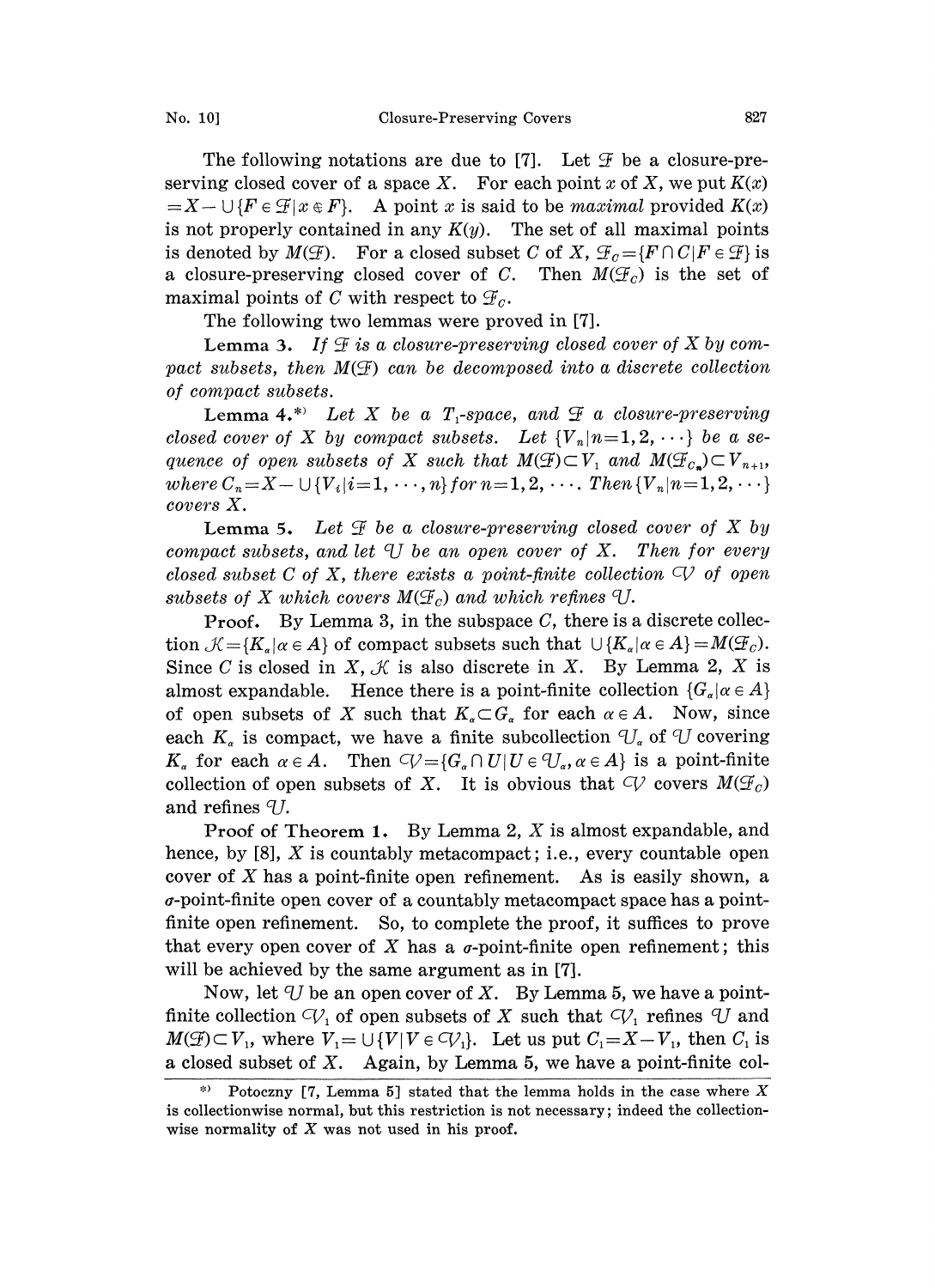The following notations are due to [7]. Let $\mathcal{F}$ be a closure-preserving closed cover of a space $X$. For each point $x$ of $X$, we put $K(x) = X - \cup\{F \in \mathcal{F} | x \notin F\}$. A point $x$ is said to be *maximal* provided $K(x)$ is not properly contained in any $K(y)$. The set of all maximal points is denoted by $M(\mathcal{F})$. For a closed subset $C$ of $X$, $\mathcal{F}_C = \{F \cap C | F \in \mathcal{F}\}$ is a closure-preserving closed cover of $C$. Then $M(\mathcal{F}_C)$ is the set of maximal points of $C$ with respect to $\mathcal{F}_C$.

The following two lemmas were proved in [7].

**Lemma 3.** *If $\mathcal{F}$ is a closure-preserving closed cover of $X$ by compact subsets, then $M(\mathcal{F})$ can be decomposed into a discrete collection of compact subsets.*

**Lemma 4.**[*] *Let $X$ be a $T_1$-space, and $\mathcal{F}$ a closure-preserving closed cover of $X$ by compact subsets. Let $\{V_n | n=1, 2, \cdots\}$ be a sequence of open subsets of $X$ such that $M(\mathcal{F}) \subset V_1$ and $M(\mathcal{F}_{C_n}) \subset V_{n+1}$, where $C_n = X - \cup\{V_i | i=1, \cdots, n\}$ for $n=1, 2, \cdots$. Then $\{V_n | n=1, 2, \cdots\}$ covers $X$.*

**Lemma 5.** *Let $\mathcal{F}$ be a closure-preserving closed cover of $X$ by compact subsets, and let $\mathcal{U}$ be an open cover of $X$. Then for every closed subset $C$ of $X$, there exists a point-finite collection $\mathcal{V}$ of open subsets of $X$ which covers $M(\mathcal{F}_C)$ and which refines $\mathcal{U}$.*

**Proof.** By Lemma 3, in the subspace $C$, there is a discrete collection $\mathcal{K} = \{K_\alpha | \alpha \in A\}$ of compact subsets such that $\cup\{K_\alpha | \alpha \in A\} = M(\mathcal{F}_C)$. Since $C$ is closed in $X$, $\mathcal{K}$ is also discrete in $X$. By Lemma 2, $X$ is almost expandable. Hence there is a point-finite collection $\{G_\alpha | \alpha \in A\}$ of open subsets of $X$ such that $K_\alpha \subset G_\alpha$ for each $\alpha \in A$. Now, since each $K_\alpha$ is compact, we have a finite subcollection $\mathcal{U}_\alpha$ of $\mathcal{U}$ covering $K_\alpha$ for each $\alpha \in A$. Then $\mathcal{V} = \{G_\alpha \cap U | U \in \mathcal{U}_\alpha, \alpha \in A\}$ is a point-finite collection of open subsets of $X$. It is obvious that $\mathcal{V}$ covers $M(\mathcal{F}_C)$ and refines $\mathcal{U}$.

**Proof of Theorem 1.** By Lemma 2, $X$ is almost expandable, and hence, by [8], $X$ is countably metacompact; i.e., every countable open cover of $X$ has a point-finite open refinement. As is easily shown, a $\sigma$-point-finite open cover of a countably metacompact space has a point-finite open refinement. So, to complete the proof, it suffices to prove that every open cover of $X$ has a $\sigma$-point-finite open refinement; this will be achieved by the same argument as in [7].

Now, let $\mathcal{U}$ be an open cover of $X$. By Lemma 5, we have a point-finite collection $\mathcal{V}_1$ of open subsets of $X$ such that $\mathcal{V}_1$ refines $\mathcal{U}$ and $M(\mathcal{F}) \subset V_1$, where $V_1 = \cup\{V | V \in \mathcal{V}_1\}$. Let us put $C_1 = X - V_1$, then $C_1$ is a closed subset of $X$. Again, by Lemma 5, we have a point-finite col-

[*] Potoczny [7, Lemma 5] stated that the lemma holds in the case where $X$ is collectionwise normal, but this restriction is not necessary; indeed the collectionwise normality of $X$ was not used in his proof.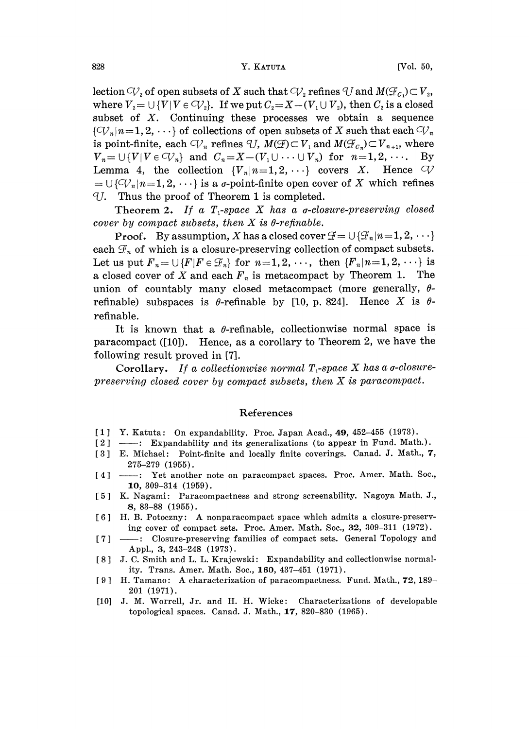lection $\mathcal{V}_2$ of open subsets of $X$ such that $\mathcal{V}_2$ refines $\mathcal{U}$ and $M(\mathcal{F}_{C_1}) \subset V_2$, where $V_2 = \cup\{V \mid V \in \mathcal{V}_2\}$. If we put $C_2 = X - (V_1 \cup V_2)$, then $C_2$ is a closed subset of $X$. Continuing these processes we obtain a sequence $\{\mathcal{V}_n \mid n=1, 2, \cdots\}$ of collections of open subsets of $X$ such that each $\mathcal{V}_n$ is point-finite, each $\mathcal{V}_n$ refines $\mathcal{U}$, $M(\mathcal{F}) \subset V_1$ and $M(\mathcal{F}_{C_n}) \subset V_{n+1}$, where $V_n = \cup\{V \mid V \in \mathcal{V}_n\}$ and $C_n = X - (V_1 \cup \cdots \cup V_n)$ for $n=1, 2, \cdots$. By Lemma 4, the collection $\{V_n \mid n=1, 2, \cdots\}$ covers $X$. Hence $\mathcal{V} = \cup\{\mathcal{V}_n \mid n=1, 2, \cdots\}$ is a $\sigma$-point-finite open cover of $X$ which refines $\mathcal{U}$. Thus the proof of Theorem 1 is completed.

**Theorem 2.** *If a $T_1$-space $X$ has a $\sigma$-closure-preserving closed cover by compact subsets, then $X$ is $\theta$-refinable.*

**Proof.** By assumption, $X$ has a closed cover $\mathcal{F} = \cup\{\mathcal{F}_n \mid n=1, 2, \cdots\}$ each $\mathcal{F}_n$ of which is a closure-preserving collection of compact subsets. Let us put $F_n = \cup\{F \mid F \in \mathcal{F}_n\}$ for $n=1, 2, \cdots$, then $\{F_n \mid n=1, 2, \cdots\}$ is a closed cover of $X$ and each $F_n$ is metacompact by Theorem 1. The union of countably many closed metacompact (more generally, $\theta$-refinable) subspaces is $\theta$-refinable by [10, p. 824]. Hence $X$ is $\theta$-refinable.

It is known that a $\theta$-refinable, collectionwise normal space is paracompact ([10]). Hence, as a corollary to Theorem 2, we have the following result proved in [7].

**Corollary.** *If a collectionwise normal $T_1$-space $X$ has a $\sigma$-closure-preserving closed cover by compact subsets, then $X$ is paracompact.*

## References

[1] Y. Katuta: On expandability. Proc. Japan Acad., **49**, 452–455 (1973).

[2] ——: Expandability and its generalizations (to appear in Fund. Math.).

[3] E. Michael: Point-finite and locally finite coverings. Canad. J. Math., **7**, 275–279 (1955).

[4] ——: Yet another note on paracompact spaces. Proc. Amer. Math. Soc., **10**, 309–314 (1959).

[5] K. Nagami: Paracompactness and strong screenability. Nagoya Math. J., **8**, 83–88 (1955).

[6] H. B. Potoczny: A nonparacompact space which admits a closure-preserving cover of compact sets. Proc. Amer. Math. Soc., **32**, 309–311 (1972).

[7] ——: Closure-preserving families of compact sets. General Topology and Appl., **3**, 243–248 (1973).

[8] J. C. Smith and L. L. Krajewski: Expandability and collectionwise normality. Trans. Amer. Math. Soc., **160**, 437–451 (1971).

[9] H. Tamano: A characterization of paracompactness. Fund. Math., **72**, 189–201 (1971).

[10] J. M. Worrell, Jr. and H. H. Wicke: Characterizations of developable topological spaces. Canad. J. Math., **17**, 820–830 (1965).